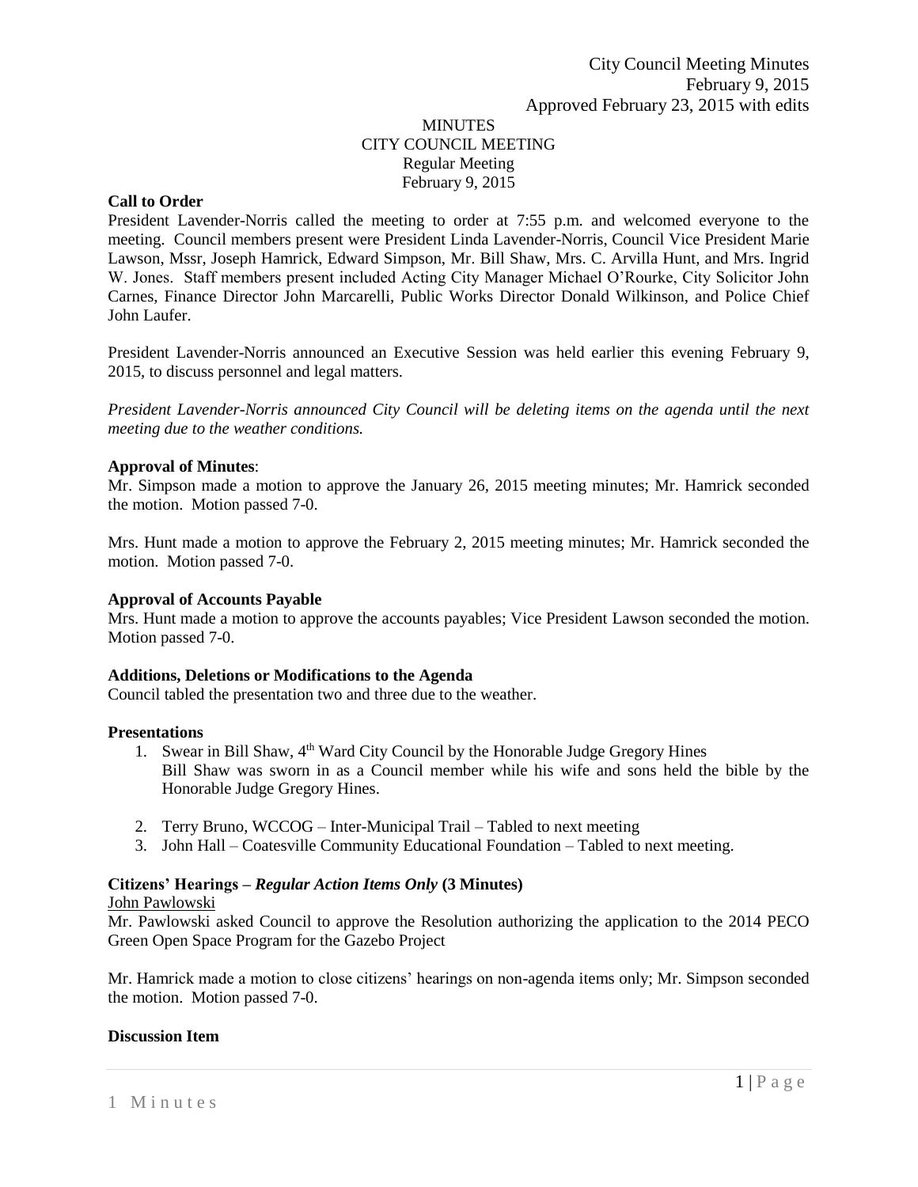City Council Meeting Minutes
February 9, 2015
Approved February 23, 2015 with edits

MINUTES
CITY COUNCIL MEETING
Regular Meeting
February 9, 2015

**Call to Order**

President Lavender-Norris called the meeting to order at 7:55 p.m. and welcomed everyone to the meeting. Council members present were President Linda Lavender-Norris, Council Vice President Marie Lawson, Mssr, Joseph Hamrick, Edward Simpson, Mr. Bill Shaw, Mrs. C. Arvilla Hunt, and Mrs. Ingrid W. Jones. Staff members present included Acting City Manager Michael O'Rourke, City Solicitor John Carnes, Finance Director John Marcarelli, Public Works Director Donald Wilkinson, and Police Chief John Laufer.

President Lavender-Norris announced an Executive Session was held earlier this evening February 9, 2015, to discuss personnel and legal matters.

*President Lavender-Norris announced City Council will be deleting items on the agenda until the next meeting due to the weather conditions.*

**Approval of Minutes**:

Mr. Simpson made a motion to approve the January 26, 2015 meeting minutes; Mr. Hamrick seconded the motion. Motion passed 7-0.

Mrs. Hunt made a motion to approve the February 2, 2015 meeting minutes; Mr. Hamrick seconded the motion. Motion passed 7-0.

**Approval of Accounts Payable**

Mrs. Hunt made a motion to approve the accounts payables; Vice President Lawson seconded the motion. Motion passed 7-0.

**Additions, Deletions or Modifications to the Agenda**

Council tabled the presentation two and three due to the weather.

**Presentations**

1. Swear in Bill Shaw, 4th Ward City Council by the Honorable Judge Gregory Hines
   Bill Shaw was sworn in as a Council member while his wife and sons held the bible by the Honorable Judge Gregory Hines.

2. Terry Bruno, WCCOG – Inter-Municipal Trail – Tabled to next meeting
3. John Hall – Coatesville Community Educational Foundation – Tabled to next meeting.

**Citizens' Hearings –** ***Regular Action Items Only*** **(3 Minutes)**

John Pawlowski

Mr. Pawlowski asked Council to approve the Resolution authorizing the application to the 2014 PECO Green Open Space Program for the Gazebo Project

Mr. Hamrick made a motion to close citizens' hearings on non-agenda items only; Mr. Simpson seconded the motion. Motion passed 7-0.

**Discussion Item**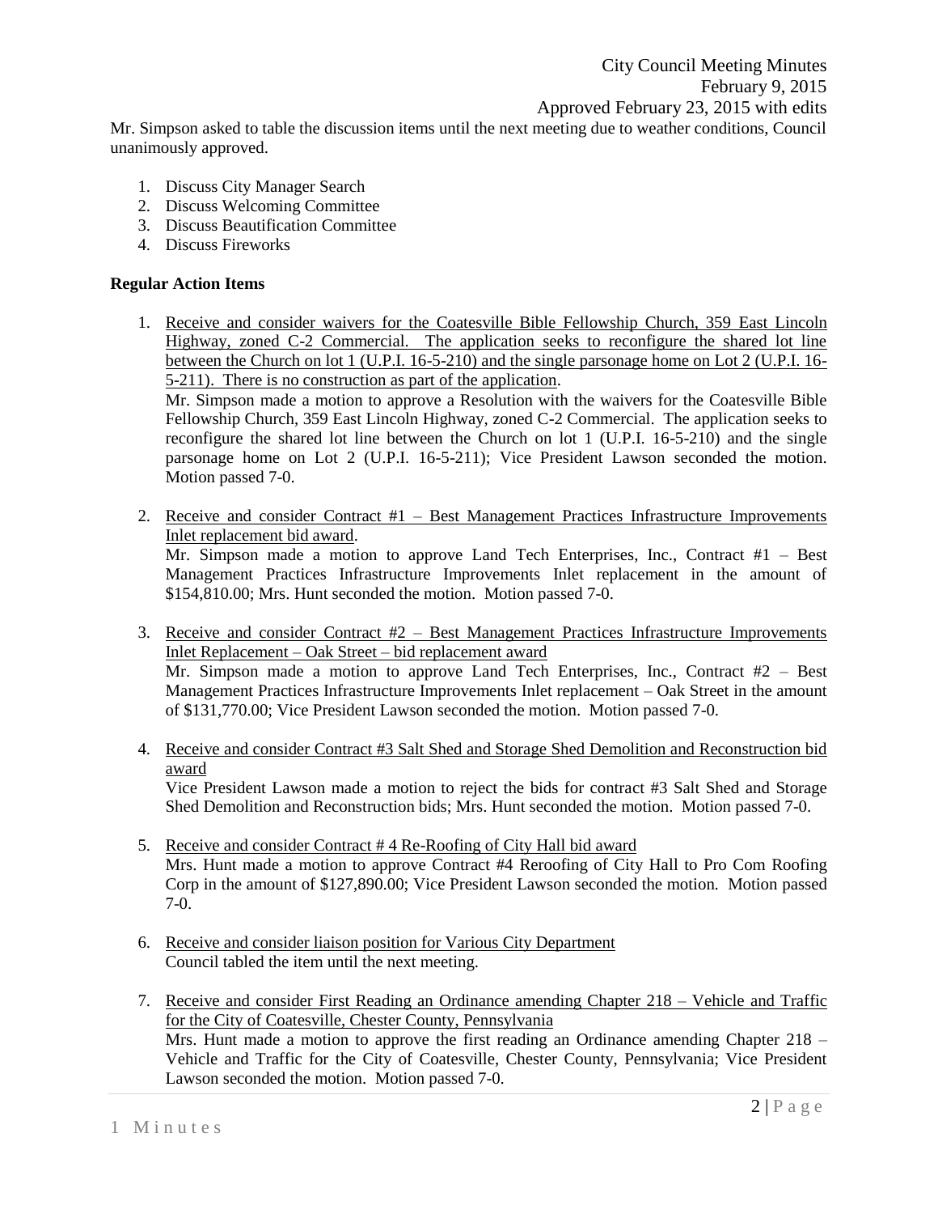Mr. Simpson asked to table the discussion items until the next meeting due to weather conditions, Council unanimously approved.

1. Discuss City Manager Search
2. Discuss Welcoming Committee
3. Discuss Beautification Committee
4. Discuss Fireworks

**Regular Action Items**

1. Receive and consider waivers for the Coatesville Bible Fellowship Church, 359 East Lincoln Highway, zoned C-2 Commercial. The application seeks to reconfigure the shared lot line between the Church on lot 1 (U.P.I. 16-5-210) and the single parsonage home on Lot 2 (U.P.I. 16-5-211). There is no construction as part of the application.
   Mr. Simpson made a motion to approve a Resolution with the waivers for the Coatesville Bible Fellowship Church, 359 East Lincoln Highway, zoned C-2 Commercial. The application seeks to reconfigure the shared lot line between the Church on lot 1 (U.P.I. 16-5-210) and the single parsonage home on Lot 2 (U.P.I. 16-5-211); Vice President Lawson seconded the motion. Motion passed 7-0.

2. Receive and consider Contract #1 – Best Management Practices Infrastructure Improvements Inlet replacement bid award.
   Mr. Simpson made a motion to approve Land Tech Enterprises, Inc., Contract #1 – Best Management Practices Infrastructure Improvements Inlet replacement in the amount of $154,810.00; Mrs. Hunt seconded the motion. Motion passed 7-0.

3. Receive and consider Contract #2 – Best Management Practices Infrastructure Improvements Inlet Replacement – Oak Street – bid replacement award
   Mr. Simpson made a motion to approve Land Tech Enterprises, Inc., Contract #2 – Best Management Practices Infrastructure Improvements Inlet replacement – Oak Street in the amount of $131,770.00; Vice President Lawson seconded the motion. Motion passed 7-0.

4. Receive and consider Contract #3 Salt Shed and Storage Shed Demolition and Reconstruction bid award
   Vice President Lawson made a motion to reject the bids for contract #3 Salt Shed and Storage Shed Demolition and Reconstruction bids; Mrs. Hunt seconded the motion. Motion passed 7-0.

5. Receive and consider Contract # 4 Re-Roofing of City Hall bid award
   Mrs. Hunt made a motion to approve Contract #4 Reroofing of City Hall to Pro Com Roofing Corp in the amount of $127,890.00; Vice President Lawson seconded the motion. Motion passed 7-0.

6. Receive and consider liaison position for Various City Department
   Council tabled the item until the next meeting.

7. Receive and consider First Reading an Ordinance amending Chapter 218 – Vehicle and Traffic for the City of Coatesville, Chester County, Pennsylvania
   Mrs. Hunt made a motion to approve the first reading an Ordinance amending Chapter 218 – Vehicle and Traffic for the City of Coatesville, Chester County, Pennsylvania; Vice President Lawson seconded the motion. Motion passed 7-0.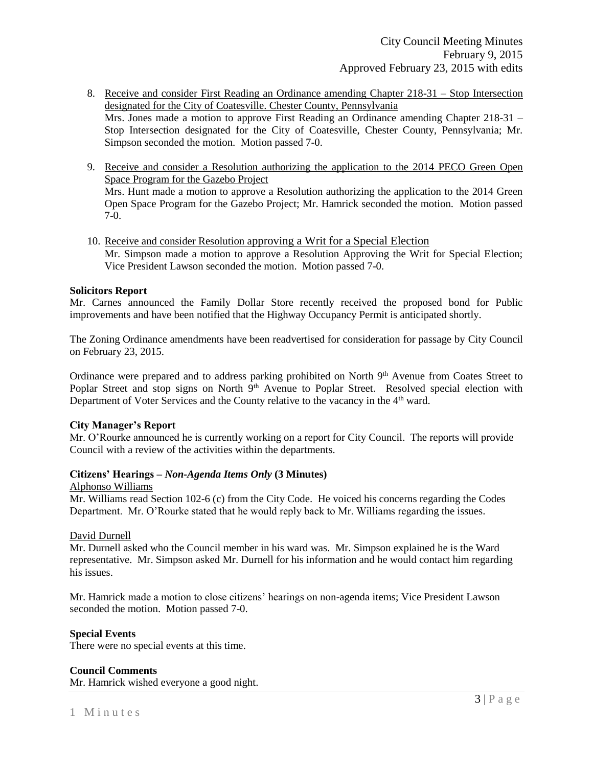8. Receive and consider First Reading an Ordinance amending Chapter 218-31 – Stop Intersection designated for the City of Coatesville. Chester County, Pennsylvania
   Mrs. Jones made a motion to approve First Reading an Ordinance amending Chapter 218-31 – Stop Intersection designated for the City of Coatesville, Chester County, Pennsylvania; Mr. Simpson seconded the motion. Motion passed 7-0.

9. Receive and consider a Resolution authorizing the application to the 2014 PECO Green Open Space Program for the Gazebo Project
   Mrs. Hunt made a motion to approve a Resolution authorizing the application to the 2014 Green Open Space Program for the Gazebo Project; Mr. Hamrick seconded the motion. Motion passed 7-0.

10. Receive and consider Resolution approving a Writ for a Special Election
    Mr. Simpson made a motion to approve a Resolution Approving the Writ for Special Election; Vice President Lawson seconded the motion. Motion passed 7-0.

**Solicitors Report**

Mr. Carnes announced the Family Dollar Store recently received the proposed bond for Public improvements and have been notified that the Highway Occupancy Permit is anticipated shortly.

The Zoning Ordinance amendments have been readvertised for consideration for passage by City Council on February 23, 2015.

Ordinance were prepared and to address parking prohibited on North 9th Avenue from Coates Street to Poplar Street and stop signs on North 9th Avenue to Poplar Street. Resolved special election with Department of Voter Services and the County relative to the vacancy in the 4th ward.

**City Manager's Report**

Mr. O'Rourke announced he is currently working on a report for City Council. The reports will provide Council with a review of the activities within the departments.

**Citizens' Hearings – *Non-Agenda Items Only* (3 Minutes)**

Alphonso Williams

Mr. Williams read Section 102-6 (c) from the City Code. He voiced his concerns regarding the Codes Department. Mr. O'Rourke stated that he would reply back to Mr. Williams regarding the issues.

David Durnell

Mr. Durnell asked who the Council member in his ward was. Mr. Simpson explained he is the Ward representative. Mr. Simpson asked Mr. Durnell for his information and he would contact him regarding his issues.

Mr. Hamrick made a motion to close citizens' hearings on non-agenda items; Vice President Lawson seconded the motion. Motion passed 7-0.

**Special Events**

There were no special events at this time.

**Council Comments**

Mr. Hamrick wished everyone a good night.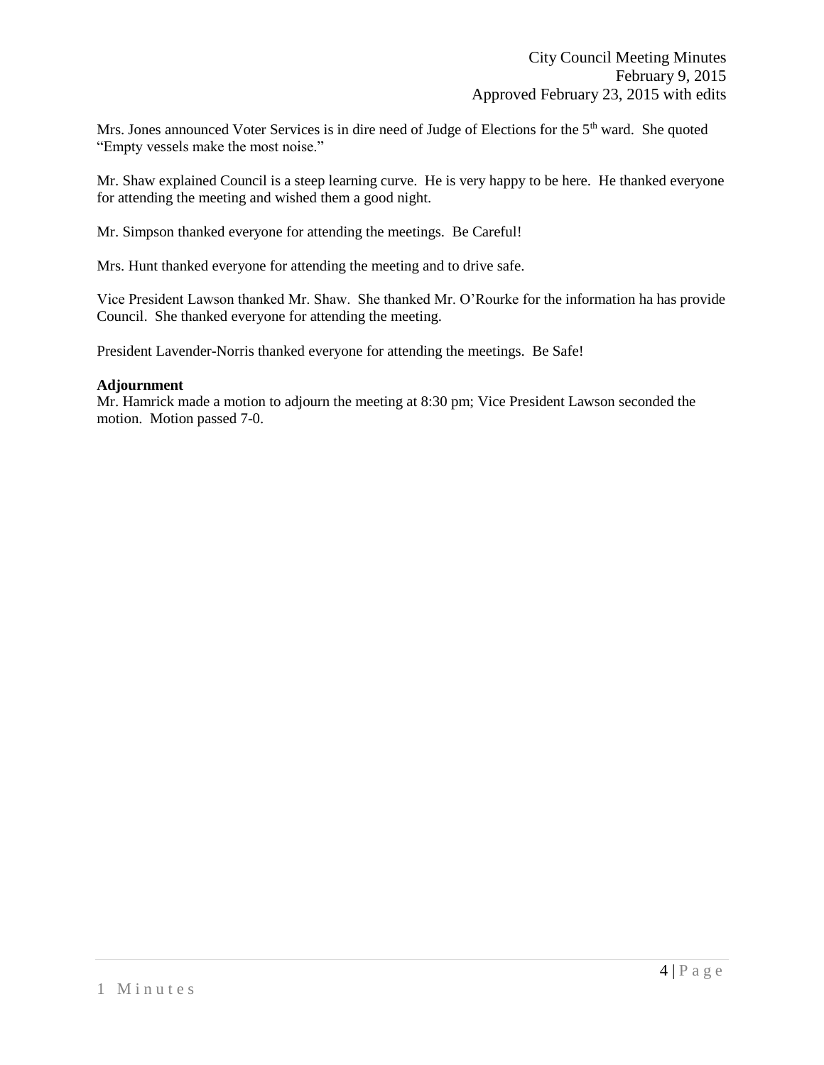Mrs. Jones announced Voter Services is in dire need of Judge of Elections for the 5th ward. She quoted "Empty vessels make the most noise."

Mr. Shaw explained Council is a steep learning curve. He is very happy to be here. He thanked everyone for attending the meeting and wished them a good night.

Mr. Simpson thanked everyone for attending the meetings. Be Careful!

Mrs. Hunt thanked everyone for attending the meeting and to drive safe.

Vice President Lawson thanked Mr. Shaw. She thanked Mr. O'Rourke for the information ha has provide Council. She thanked everyone for attending the meeting.

President Lavender-Norris thanked everyone for attending the meetings. Be Safe!

**Adjournment**

Mr. Hamrick made a motion to adjourn the meeting at 8:30 pm; Vice President Lawson seconded the motion. Motion passed 7-0.